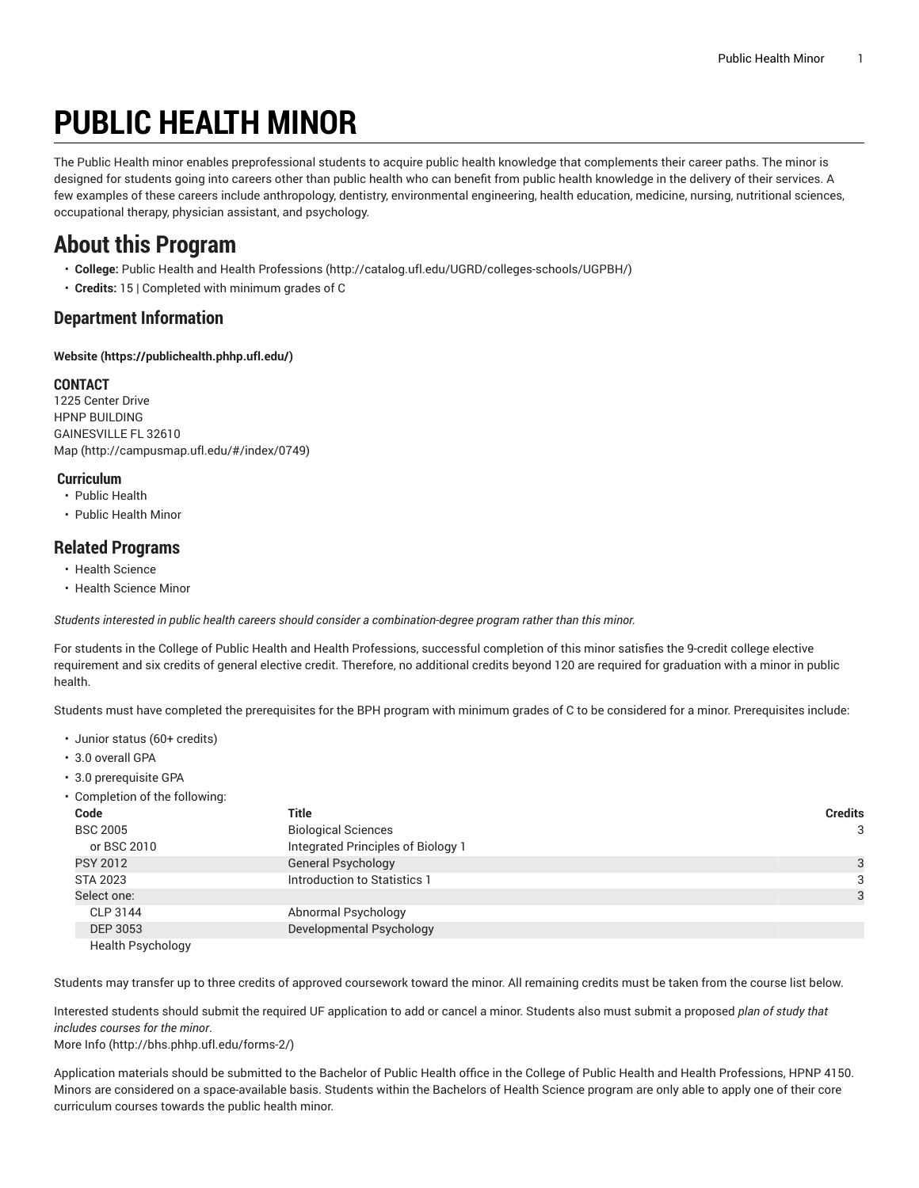# PUBLIC HEALTH MINOR

The Public Health minor enables preprofessional students to acquire public health knowledge that complements their career paths. The minor is designed for students going into careers other than public health who can benefit from public health knowledge in the delivery of their services. A few examples of these careers include anthropology, dentistry, environmental engineering, health education, medicine, nursing, nutritional sciences, occupational therapy, physician assistant, and psychology.

## About this Program

- **College:** Public Health and Health Professions (http://catalog.ufl.edu/UGRD/colleges-schools/UGPBH/)
- **Credits:** 15 | Completed with minimum grades of C

### Department Information

**Website (https://publichealth.phhp.ufl.edu/)**

**CONTACT**
1225 Center Drive
HPNP BUILDING
GAINESVILLE FL 32610
Map (http://campusmap.ufl.edu/#/index/0749)

**Curriculum**

- Public Health
- Public Health Minor

### Related Programs

- Health Science
- Health Science Minor

*Students interested in public health careers should consider a combination-degree program rather than this minor.*

For students in the College of Public Health and Health Professions, successful completion of this minor satisfies the 9-credit college elective requirement and six credits of general elective credit. Therefore, no additional credits beyond 120 are required for graduation with a minor in public health.

Students must have completed the prerequisites for the BPH program with minimum grades of C to be considered for a minor. Prerequisites include:

- Junior status (60+ credits)
- 3.0 overall GPA
- 3.0 prerequisite GPA
- Completion of the following:

| Code | Title | Credits |
|---|---|---|
| BSC 2005 | Biological Sciences | 3 |
| or BSC 2010 | Integrated Principles of Biology 1 | |
| PSY 2012 | General Psychology | 3 |
| STA 2023 | Introduction to Statistics 1 | 3 |
| Select one: | | 3 |
| CLP 3144 | Abnormal Psychology | |
| DEP 3053 | Developmental Psychology | |
| Health Psychology | | |

Students may transfer up to three credits of approved coursework toward the minor. All remaining credits must be taken from the course list below.

Interested students should submit the required UF application to add or cancel a minor. Students also must submit a proposed *plan of study that includes courses for the minor*.
More Info (http://bhs.phhp.ufl.edu/forms-2/)

Application materials should be submitted to the Bachelor of Public Health office in the College of Public Health and Health Professions, HPNP 4150. Minors are considered on a space-available basis. Students within the Bachelors of Health Science program are only able to apply one of their core curriculum courses towards the public health minor.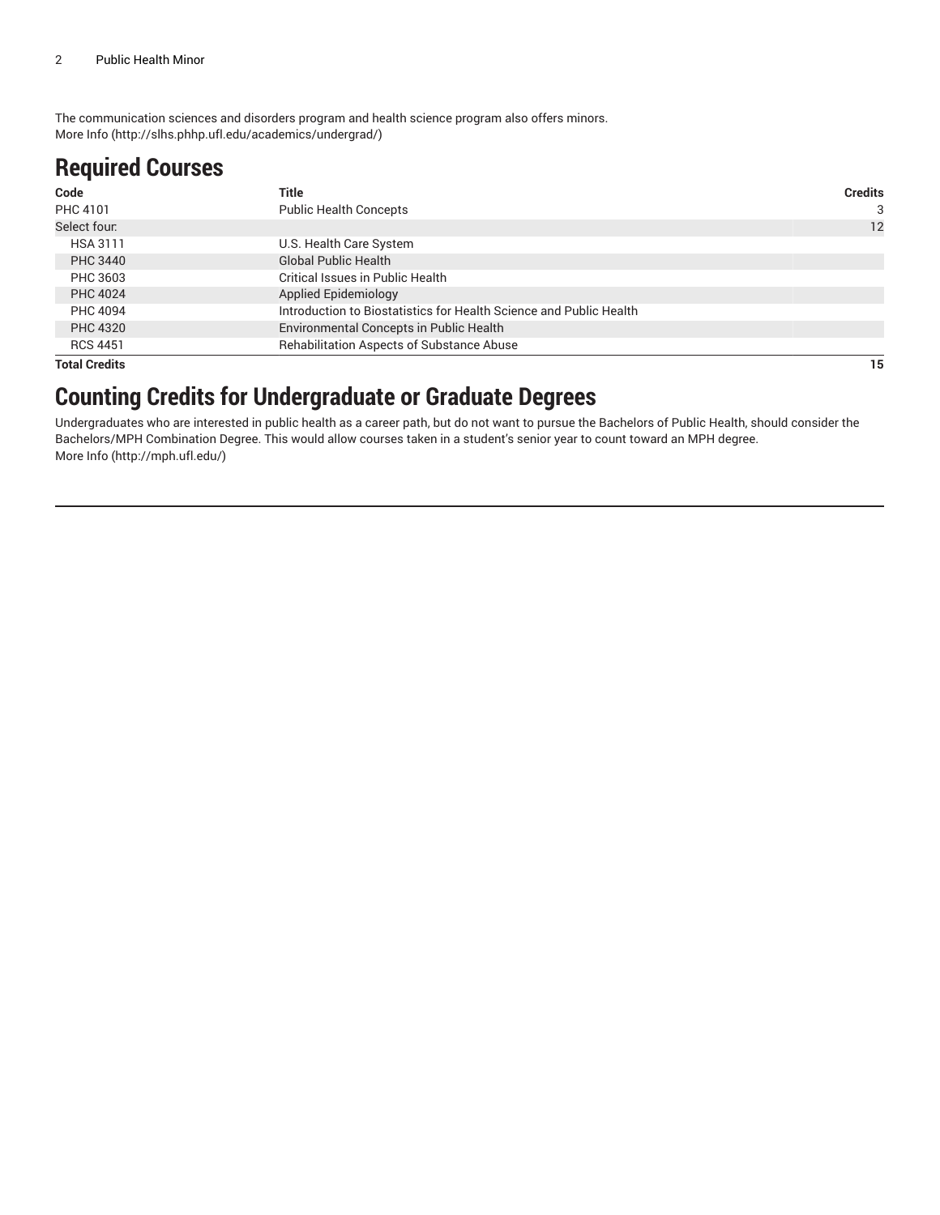The communication sciences and disorders program and health science program also offers minors.
More Info (http://slhs.phhp.ufl.edu/academics/undergrad/)

## Required Courses

| Code | Title | Credits |
|---|---|---|
| PHC 4101 | Public Health Concepts | 3 |
| Select four: | | 12 |
| HSA 3111 | U.S. Health Care System | |
| PHC 3440 | Global Public Health | |
| PHC 3603 | Critical Issues in Public Health | |
| PHC 4024 | Applied Epidemiology | |
| PHC 4094 | Introduction to Biostatistics for Health Science and Public Health | |
| PHC 4320 | Environmental Concepts in Public Health | |
| RCS 4451 | Rehabilitation Aspects of Substance Abuse | |
| **Total Credits** | | **15** |

## Counting Credits for Undergraduate or Graduate Degrees

Undergraduates who are interested in public health as a career path, but do not want to pursue the Bachelors of Public Health, should consider the Bachelors/MPH Combination Degree. This would allow courses taken in a student's senior year to count toward an MPH degree.
More Info (http://mph.ufl.edu/)